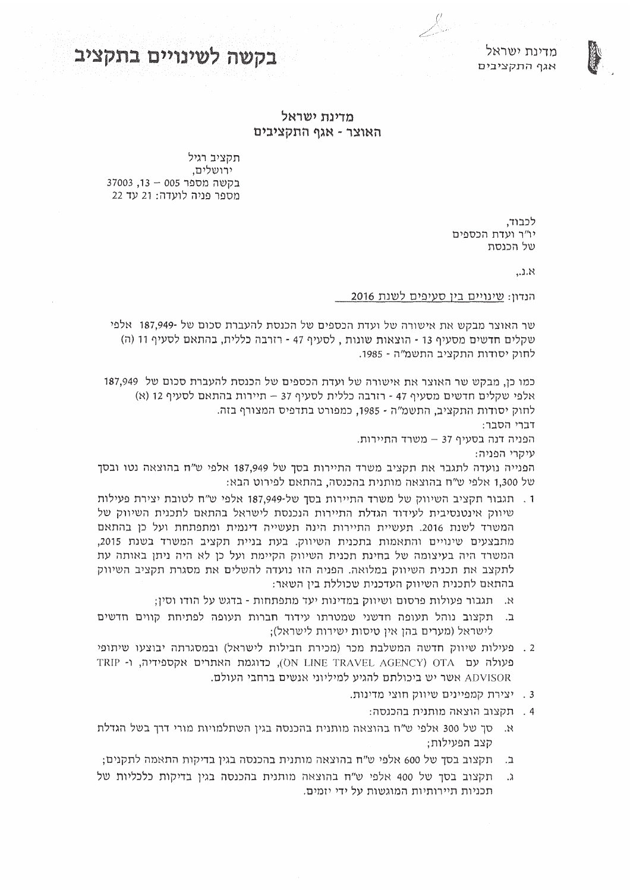מדינת ישראל
אגף התקציבים

# בקשה לשינויים בתקציב

## מדינת ישראל
## האוצר - אגף התקציבים

תקציב רגיל
ירושלים,
בקשה מספר 005 – 13, 37003
מספר פניה לועדה: 21 עד 22

לכבוד,
יו"ר ועדת הכספים
של הכנסת

א.נ.,

הנדון: שינויים בין סעיפים לשנת 2016

שר האוצר מבקש את אישורה של ועדת הכספים של הכנסת להעברת סכום של -187,949 אלפי שקלים חדשים מסעיף 13 - הוצאות שונות , לסעיף 47 - רזרבה כללית, בהתאם לסעיף 11 (ה) לחוק יסודות התקציב התשמ"ה - 1985.

כמו כן, מבקש שר האוצר את אישורה של ועדת הכספים של הכנסת להעברת סכום של 187,949 אלפי שקלים חדשים מסעיף 47 - רזרבה כללית לסעיף 37 – תיירות בהתאם לסעיף 12 (א) לחוק יסודות התקציב, התשמ"ה - 1985, כמפורט בתדפיס המצורף בזה.

דברי הסבר:

הפניה דנה בסעיף 37 – משרד התיירות.

עיקרי הפניה:

הפנייה נועדה לתגבר את תקציב משרד התיירות בסך של 187,949 אלפי ש"ח בהוצאה נטו ובסך של 1,300 אלפי ש"ח בהוצאה מותנית בהכנסה, בהתאם לפירוט הבא:

1. תגבור תקציב השיווק של משרד התיירות בסך של-187,949 אלפי ש"ח לטובת יצירת פעולות שיווק אינטנסיבית לעידוד הגדלת התיירות הנכנסת לישראל בהתאם לתכנית השיווק של המשרד לשנת 2016. תעשיית התיירות הינה תעשייה דינמית ומתפתחת ועל כן בהתאם מתבצעים שינויים והתאמות בתכנית השיווק. בעת בניית תקציב המשרד בשנת 2015, המשרד היה בעיצומה של בחינת תכנית השיווק הקיימת ועל כן לא היה ניתן באותה עת לתקצב את תכנית השיווק במלואה. הפניה הזו נועדה להשלים את מסגרת תקציב השיווק בהתאם לתכנית השיווק העדכנית שכוללת בין השאר:
   א. תגבור פעולות פרסום ושיווק במדינות יעד מתפתחות - בדגש על הודו וסין;
   ב. תקצוב נוהל תעופה חדשני שמטרתו עידוד חברות תעופה לפתיחת קווים חדשים לישראל (מערים בהן אין טיסות ישירות לישראל);
2. פעילות שיווק חדשה המשלבת מכר (מכירת חבילות לישראל) ובמסגרתה יבוצעו שיתופי פעולה עם OTA (ON LINE TRAVEL AGENCY), כדוגמת האתרים אקספידיה, ו- TRIP ADVISOR אשר יש ביכולתם להגיע למיליוני אנשים ברחבי העולם.
3. יצירת קמפיינים שיווק חוצי מדינות.
4. תקצוב הוצאה מותנית בהכנסה:
   א. סך של 300 אלפי ש"ח בהוצאה מותנית בהכנסה בגין השתלמויות מורי דרך בשל הגדלת קצב הפעולות;
   ב. תקצוב בסך של 600 אלפי ש"ח בהוצאה מותנית בהכנסה בגין בדיקות התאמה לתקנים;
   ג. תקצוב בסך של 400 אלפי ש"ח בהוצאה מותנית בהכנסה בגין בדיקות כלכליות של תכניות תיירותיות המוגשות על ידי יזמים.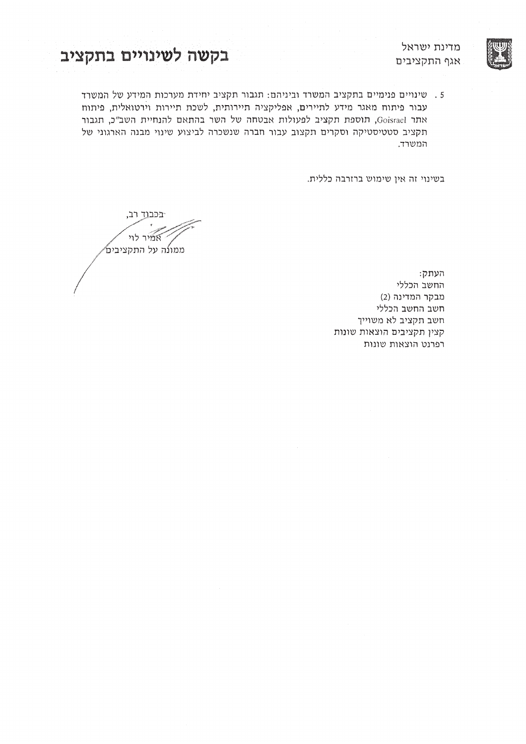מדינת ישראל
אגף התקציבים

# בקשה לשינויים בתקציב

5. שינויים פנימיים בתקציב המשרד וביניהם: תגבור תקציב יחידת מערכות המידע של המשרד עבור פיתוח מאגר מידע לתיירים, אפליקציה תיירותית, לשכת תיירות וירטואלית, פיתוח אתר Goisrael, תוספת תקציב לפעולות אבטחה של השר בהתאם להנחיית השב"כ, תגבור תקציב סטטיסטיקה וסקרים תקצוב עבור חברה שנשכרה לביצוע שינוי מבנה הארגוני של המשרד.

בשינוי זה אין שימוש ברזרבה כללית.

בכבוד רב,

אמיר לוי
ממונה על התקציבים

העתק:
החשב הכללי
מבקר המדינה (2)
חשב החשב הכללי
חשב תקציב לא משוייך
קצין תקציבים הוצאות שונות
רפרנט הוצאות שונות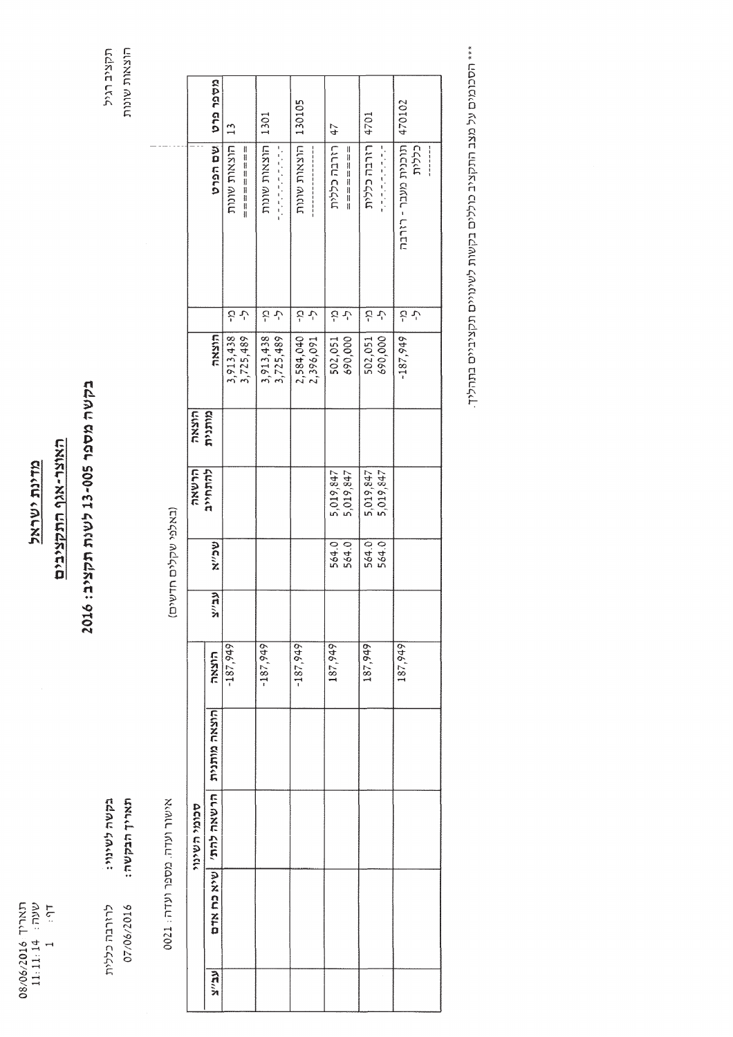תקציב רגיל
הוצאות שונות

# מדינת ישראל

## האוצר-אגף התקציבים

## בקשה מספר 13-005 לשנת תקציב: 2016

תאריך 08/06/2016
שעה: 11:11:14
דף: 1

בקשה לשינוי: לרזרבה כללית
תאריך הבקשה: 07/06/2016

אישור ועדה. מספר ועדה: 0021

(באלפי שקלים חדשים)

| מספר פרט | שם הפרט | | הוצאה | הוצאה מותנית | הרשאה להתחייב | שכ"א | עב"צ | סכומי השינוי: הוצאה | סכומי השינוי: הוצאה מותנית | סכומי השינוי: הרשאה להת' | סכומי השינוי: שיא כח אדם | סכומי השינוי: עב"צ |
|---|---|---|---|---|---|---|---|---|---|---|---|---|
| 13 | הוצאות שונות | מ-<br>ל- | 3,913,438<br>3,725,489 | | | | | -187,949 | | | | |
| 1301 | הוצאות שונות | מ-<br>ל- | 3,913,438<br>3,725,489 | | | | | -187,949 | | | | |
| 130105 | הוצאות שונות | מ-<br>ל- | 2,584,040<br>2,396,091 | | | | | -187,949 | | | | |
| 47 | רזרבה כללית | מ-<br>ל- | 502,051<br>690,000 | | 5,019,847<br>5,019,847 | 564.0<br>564.0 | | 187,949 | | | | |
| 4701 | רזרבה כללית | מ-<br>ל- | 502,051<br>690,000 | | 5,019,847<br>5,019,847 | 564.0<br>564.0 | | 187,949 | | | | |
| 470102 | תוכנית מעבר - רזרבה כללית | מ-<br>ל- | -187,949 | | | | | 187,949 | | | | |

*** הסכומים על מצב התקציב כוללים בקשות לשינויים תקציביים בתהליך.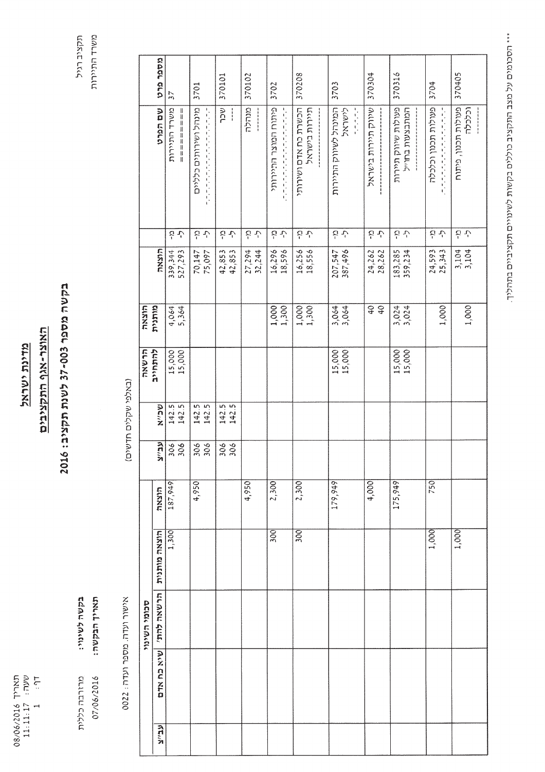תקציב רגיל
משרד התיירות

תאריך: 08/06/2016
שעה: 11:11:17
דף: 1

# מדינת ישראל

## האוצר-אגף התקציבים

## בקשה מספר 37-003 לשנת תקציב: 2016

**בקשה לשינוי:** מרוכבה כללית

**תאריך הבקשה:** 07/06/2016

אישור ועדה. מספר ועדה: 0022

(באלפי שקלים חדשים)

| מספר פריט | שם הפריט | | הוצאה | הוצאה מותנית | הרשאה להתחייב | שיא | עב"צ | סכומי השינוי: הוצאה | סכומי השינוי: הוצאה מותנית | סכומי השינוי: הרשאה להתח' | סכומי השינוי: שיא כח אדם | סכומי השינוי: עב"צ |
|---|---|---|---|---|---|---|---|---|---|---|---|---|
| 37 | משרד התיירות | מ-<br>ל- | 339,344<br>527,293 | 4,064<br>5,364 | 15,000<br>15,000 | 142.5<br>142.5 | 306<br>306 | 187,949 | 1,300 | | | |
| 3701 | מינהל ושירותים כלליים | מ-<br>ל- | 70,147<br>75,097 | | | 142.5<br>142.5 | 306<br>306 | 4,950 | | | | |
| 370101 | שכר | מ-<br>ל- | 42,853<br>42,853 | | | 142.5<br>142.5 | 306<br>306 | | | | | |
| 370102 | מנהלה | מ-<br>ל- | 27,294<br>32,244 | | | | | 4,950 | | | | |
| 3702 | פיתוח המוצר התיירותי | מ-<br>ל- | 16,296<br>18,596 | 1,000<br>1,300 | | | | 2,300 | 300 | | | |
| 370208 | הכשרת כח אדם ושירותי תיירות בישראל | מ-<br>ל- | 16,256<br>18,556 | 1,000<br>1,300 | | | | 2,300 | 300 | | | |
| 3703 | המינהל לשיווק התיירות לישראל | מ-<br>ל- | 207,547<br>387,496 | 3,064<br>3,064 | 15,000<br>15,000 | | | 179,949 | | | | |
| 370304 | שיווק תיירות בישראל | מ-<br>ל- | 24,262<br>28,262 | 40<br>40 | | | | 4,000 | | | | |
| 370316 | פעולות שיווק תיירות המתבצעות בחו"ל | מ-<br>ל- | 183,285<br>359,234 | 3,024<br>3,024 | 15,000<br>15,000 | | | 175,949 | | | | |
| 3704 | פעולות תכנון וכלכלה | מ-<br>ל- | 24,593<br>25,343 | <br>1,000 | | | | 750 | 1,000 | | | |
| 370405 | פעולות תכנון, פיתוח וכלכלה | מ-<br>ל- | 3,104<br>3,104 | <br>1,000 | | | | | 1,000 | | | |

*** הסכומים על מצב התקציב כוללים בקשות לשינויים תקציביים בתהליך.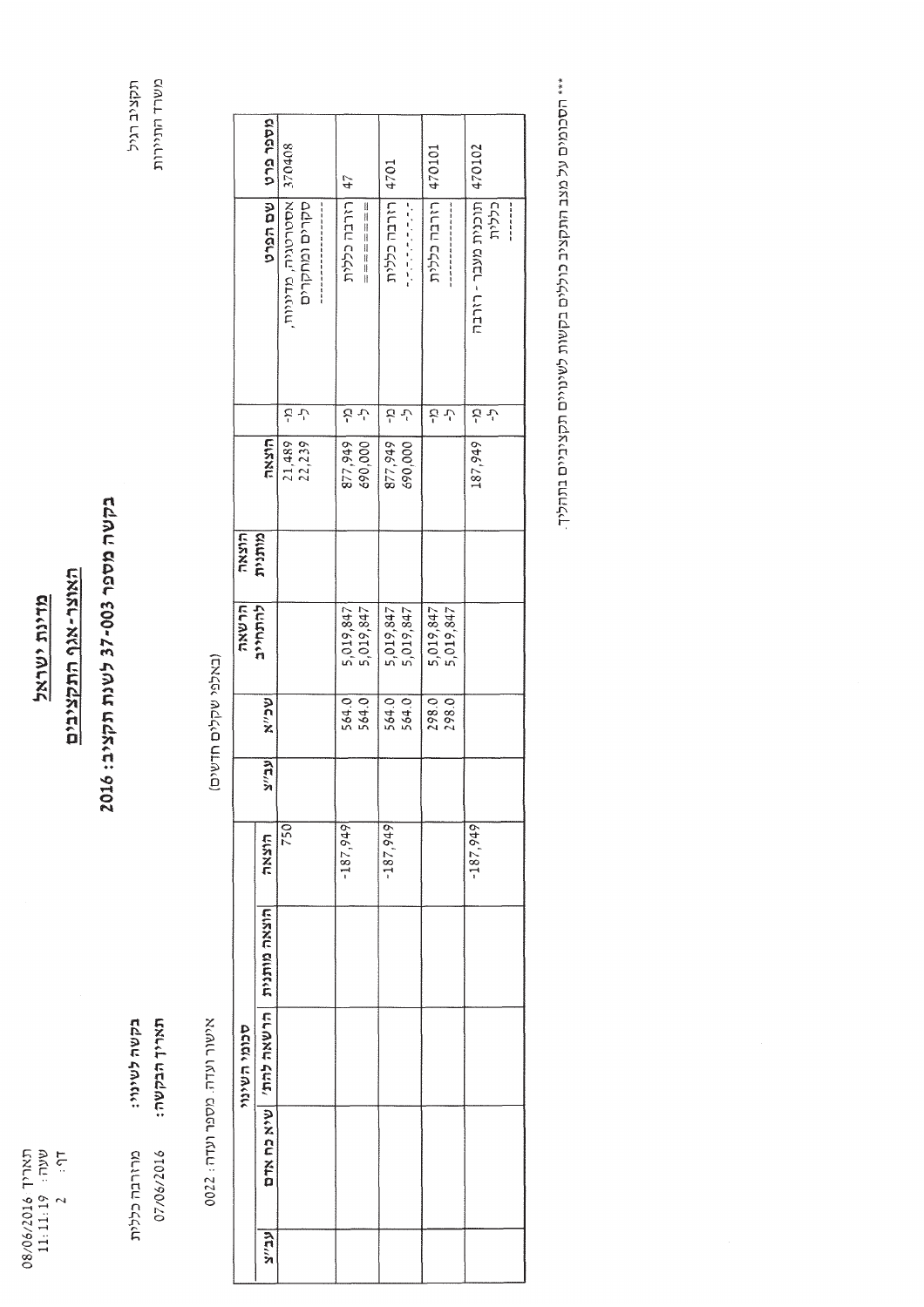תאריך 08/06/2016
שעה: 11:11:19

# מדינת ישראל

## האוצר-אגף התקציבים

## בקשה מספר 37-003 לשנת תקציב: 2016

תקציב רגיל
משרד התיירות

**בקשה לשינוי:** מרזרבה כללית
**תאריך הבקשה:** 07/06/2016

אישור ועדה. מספר ועדה: 0022

(באלפי שקלים חדשים)

| מספר פרט | שם הפרט | | הוצאה | הוצאה מותנית | הרשאה להתחייב | שיא | עב"צ | סכומי השינוי: הוצאה | הוצאה מותנית | הרשאה להתח' | שיא בח אדם | עב"צ |
|---|---|---|---|---|---|---|---|---|---|---|---|---|
| 370408 | אסטרטגיה, מדיניות, סקרים ומחקרים | מ- | 21,489 | | | | | 750 | | | | |
| | | ל- | 22,239 | | | | | | | | | |
| 47 | רזרבה כללית | מ- | 877,949 | | 5,019,847 | 564.0 | | -187,949 | | | | |
| | | ל- | 690,000 | | 5,019,847 | 564.0 | | | | | | |
| 4701 | רזרבה כללית | מ- | 877,949 | | 5,019,847 | 564.0 | | -187,949 | | | | |
| | | ל- | 690,000 | | 5,019,847 | 564.0 | | | | | | |
| 470101 | רזרבה כללית | מ- | | | 5,019,847 | 298.0 | | | | | | |
| | | ל- | | | 5,019,847 | 298.0 | | | | | | |
| 470102 | תוכנית מעבר - רזרבה כללית | מ- | 187,949 | | | | | -187,949 | | | | |
| | | ל- | | | | | | | | | | |

*** הסכומים על מצב התקציב כוללים בקשות לשינויים תקציביים בתהליך.